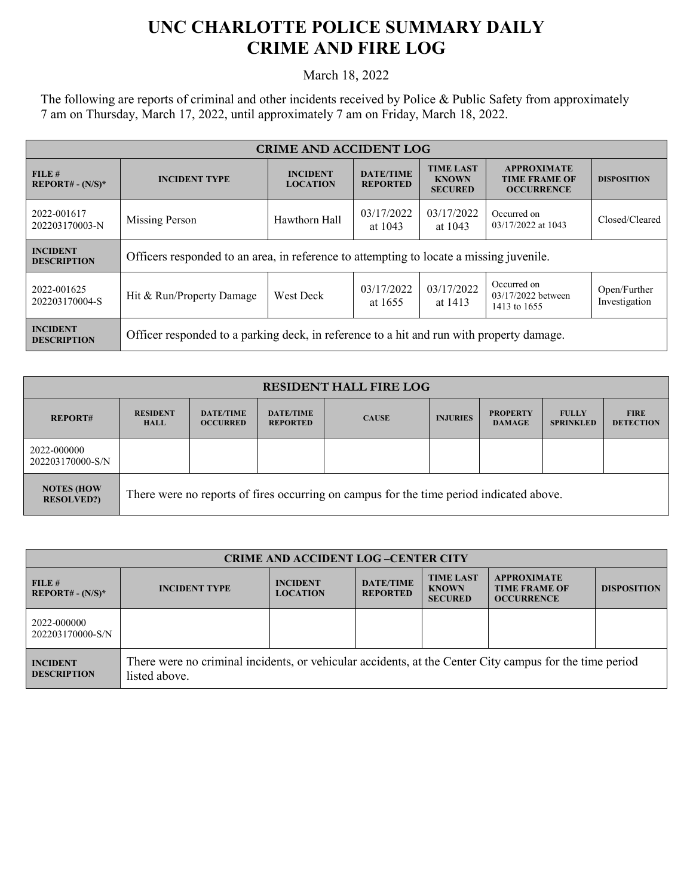# UNC CHARLOTTE POLICE SUMMARY DAILY CRIME AND FIRE LOG

March 18, 2022

The following are reports of criminal and other incidents received by Police & Public Safety from approximately 7 am on Thursday, March 17, 2022, until approximately 7 am on Friday, March 18, 2022.

| CRIME AND ACCIDENT LOG | | | | | | |
|---|---|---|---|---|---|---|
| **FILE # REPORT# - (N/S)*** | **INCIDENT TYPE** | **INCIDENT LOCATION** | **DATE/TIME REPORTED** | **TIME LAST KNOWN SECURED** | **APPROXIMATE TIME FRAME OF OCCURRENCE** | **DISPOSITION** |
| 2022-001617 202203170003-N | Missing Person | Hawthorn Hall | 03/17/2022 at 1043 | 03/17/2022 at 1043 | Occurred on 03/17/2022 at 1043 | Closed/Cleared |
| **INCIDENT DESCRIPTION** | Officers responded to an area, in reference to attempting to locate a missing juvenile. | | | | | |
| 2022-001625 202203170004-S | Hit & Run/Property Damage | West Deck | 03/17/2022 at 1655 | 03/17/2022 at 1413 | Occurred on 03/17/2022 between 1413 to 1655 | Open/Further Investigation |
| **INCIDENT DESCRIPTION** | Officer responded to a parking deck, in reference to a hit and run with property damage. | | | | | |

| RESIDENT HALL FIRE LOG | | | | | | | | |
|---|---|---|---|---|---|---|---|---|
| **REPORT#** | **RESIDENT HALL** | **DATE/TIME OCCURRED** | **DATE/TIME REPORTED** | **CAUSE** | **INJURIES** | **PROPERTY DAMAGE** | **FULLY SPRINKLED** | **FIRE DETECTION** |
| 2022-000000 202203170000-S/N | | | | | | | | |
| **NOTES (HOW RESOLVED?)** | There were no reports of fires occurring on campus for the time period indicated above. | | | | | | | |

| CRIME AND ACCIDENT LOG –CENTER CITY | | | | | | |
|---|---|---|---|---|---|---|
| **FILE # REPORT# - (N/S)*** | **INCIDENT TYPE** | **INCIDENT LOCATION** | **DATE/TIME REPORTED** | **TIME LAST KNOWN SECURED** | **APPROXIMATE TIME FRAME OF OCCURRENCE** | **DISPOSITION** |
| 2022-000000 202203170000-S/N | | | | | | |
| **INCIDENT DESCRIPTION** | There were no criminal incidents, or vehicular accidents, at the Center City campus for the time period listed above. | | | | | |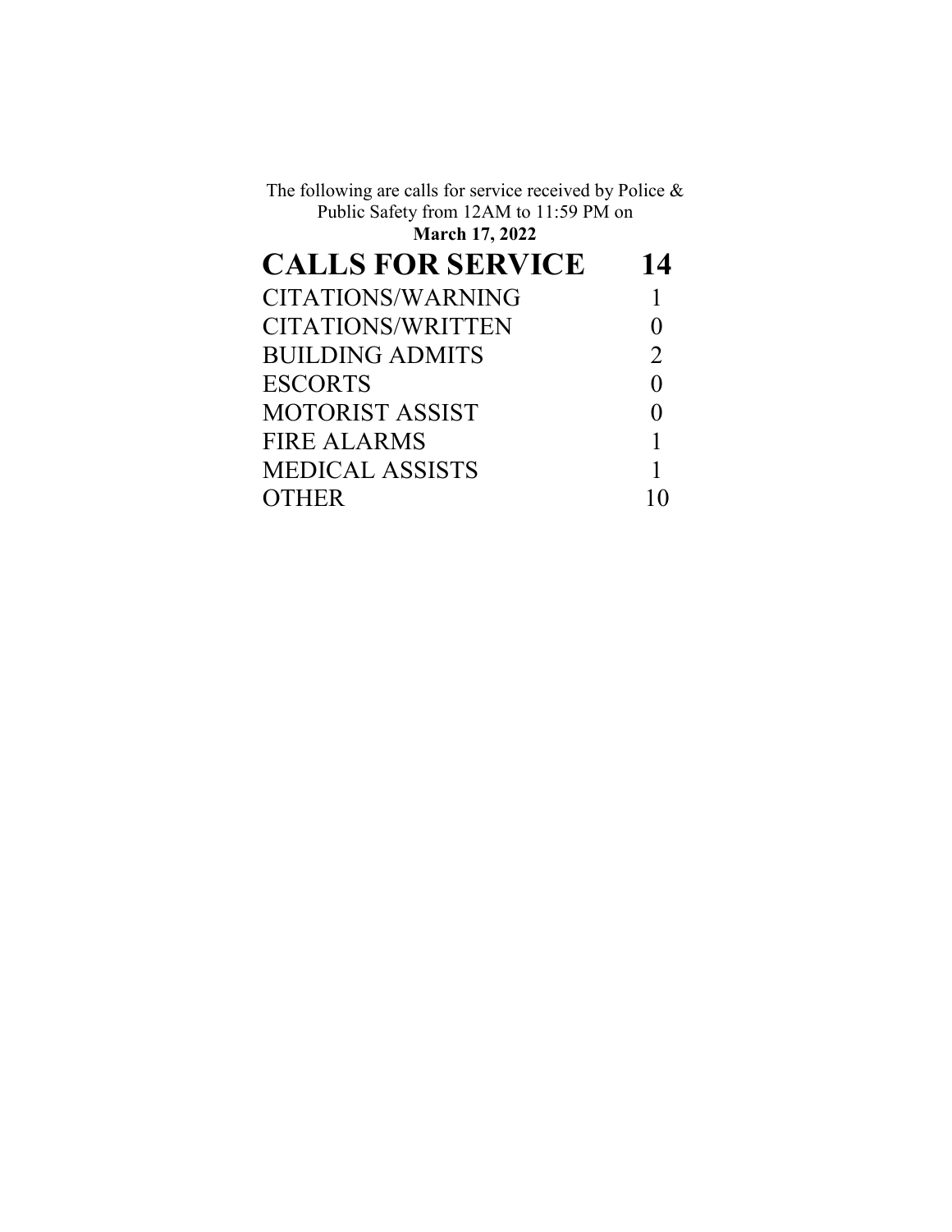The following are calls for service received by Police & Public Safety from 12AM to 11:59 PM on

**March 17, 2022**

| | |
|---|---|
| **CALLS FOR SERVICE** | **14** |
| CITATIONS/WARNING | 1 |
| CITATIONS/WRITTEN | 0 |
| BUILDING ADMITS | 2 |
| ESCORTS | 0 |
| MOTORIST ASSIST | 0 |
| FIRE ALARMS | 1 |
| MEDICAL ASSISTS | 1 |
| OTHER | 10 |